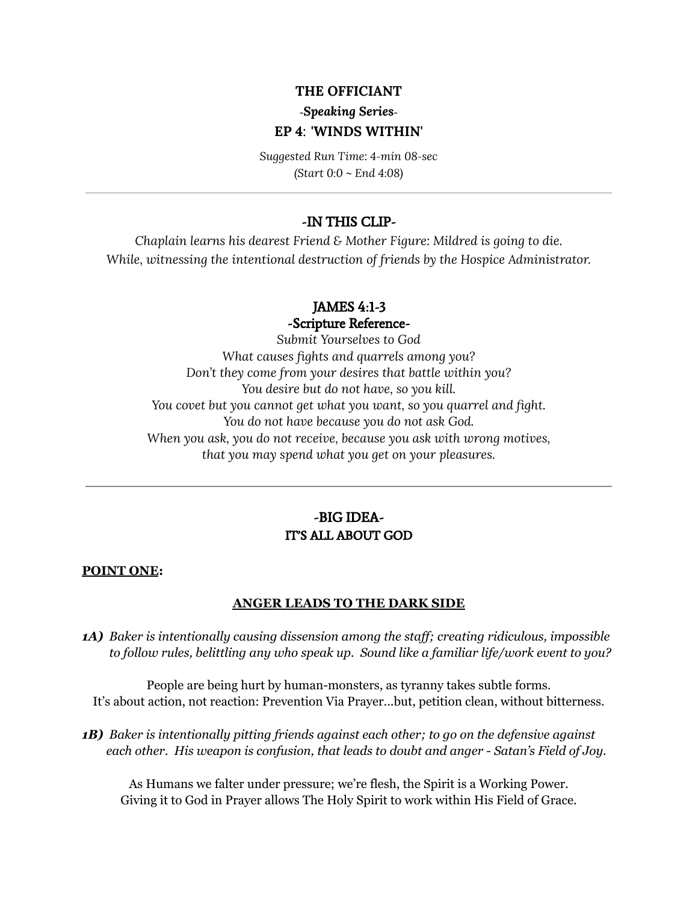# THE OFFICIANT

***-Speaking Series-***

## EP 4: 'WINDS WITHIN'

*Suggested Run Time: 4-min 08-sec*
*(Start 0:0 ~ End 4:08)*

---

## -IN THIS CLIP-

*Chaplain learns his dearest Friend & Mother Figure: Mildred is going to die.*
*While, witnessing the intentional destruction of friends by the Hospice Administrator.*

## JAMES 4:1-3
## -Scripture Reference-

*Submit Yourselves to God*
*What causes fights and quarrels among you?*
*Don't they come from your desires that battle within you?*
*You desire but do not have, so you kill.*
*You covet but you cannot get what you want, so you quarrel and fight.*
*You do not have because you do not ask God.*
*When you ask, you do not receive, because you ask with wrong motives,*
*that you may spend what you get on your pleasures.*

---

## -BIG IDEA-
## IT'S ALL ABOUT GOD

**POINT ONE:**

**ANGER LEADS TO THE DARK SIDE**

***1A)*** *Baker is intentionally causing dissension among the staff; creating ridiculous, impossible to follow rules, belittling any who speak up. Sound like a familiar life/work event to you?*

People are being hurt by human-monsters, as tyranny takes subtle forms.
It's about action, not reaction: Prevention Via Prayer...but, petition clean, without bitterness.

***1B)*** *Baker is intentionally pitting friends against each other; to go on the defensive against each other. His weapon is confusion, that leads to doubt and anger - Satan's Field of Joy.*

As Humans we falter under pressure; we're flesh, the Spirit is a Working Power.
Giving it to God in Prayer allows The Holy Spirit to work within His Field of Grace.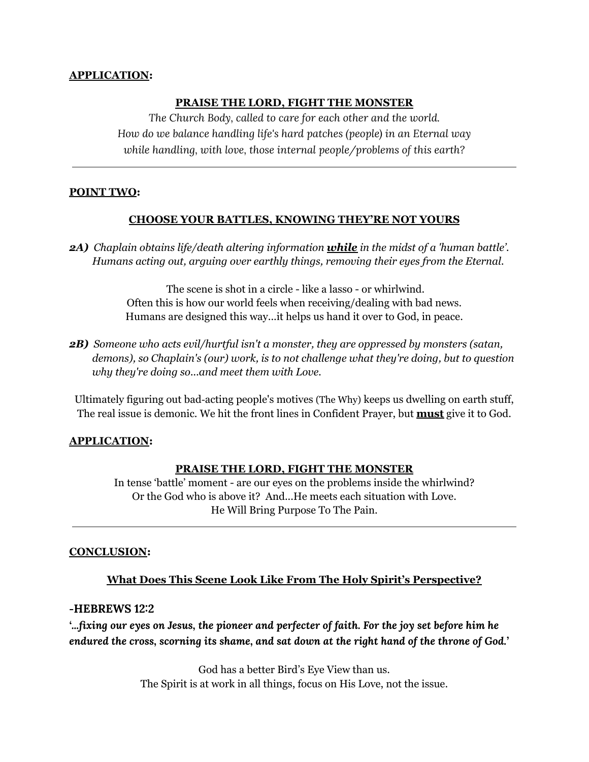**<u>APPLICATION</u>:**

**<u>PRAISE THE LORD, FIGHT THE MONSTER</u>**

*The Church Body, called to care for each other and the world.*
*How do we balance handling life's hard patches (people) in an Eternal way*
*while handling, with love, those internal people/problems of this earth?*

---

**<u>POINT TWO</u>:**

**<u>CHOOSE YOUR BATTLES, KNOWING THEY'RE NOT YOURS</u>**

***2A)*** *Chaplain obtains life/death altering information **<u>while</u>** in the midst of a 'human battle'. Humans acting out, arguing over earthly things, removing their eyes from the Eternal.*

The scene is shot in a circle - like a lasso - or whirlwind.
Often this is how our world feels when receiving/dealing with bad news.
Humans are designed this way...it helps us hand it over to God, in peace.

***2B)*** *Someone who acts evil/hurtful isn't a monster, they are oppressed by monsters (satan, demons), so Chaplain's (our) work, is to not challenge what they're doing, but to question why they're doing so...and meet them with Love.*

Ultimately figuring out bad-acting people's motives (The Why) keeps us dwelling on earth stuff,
The real issue is demonic. We hit the front lines in Confident Prayer, but **<u>must</u>** give it to God.

**<u>APPLICATION</u>:**

**<u>PRAISE THE LORD, FIGHT THE MONSTER</u>**

In tense 'battle' moment - are our eyes on the problems inside the whirlwind?
Or the God who is above it? And...He meets each situation with Love.
He Will Bring Purpose To The Pain.

---

**<u>CONCLUSION</u>:**

**<u>What Does This Scene Look Like From The Holy Spirit's Perspective?</u>**

**-HEBREWS 12:2**

***'...fixing our eyes on Jesus, the pioneer and perfecter of faith. For the joy set before him he endured the cross, scorning its shame, and sat down at the right hand of the throne of God.'***

God has a better Bird's Eye View than us.
The Spirit is at work in all things, focus on His Love, not the issue.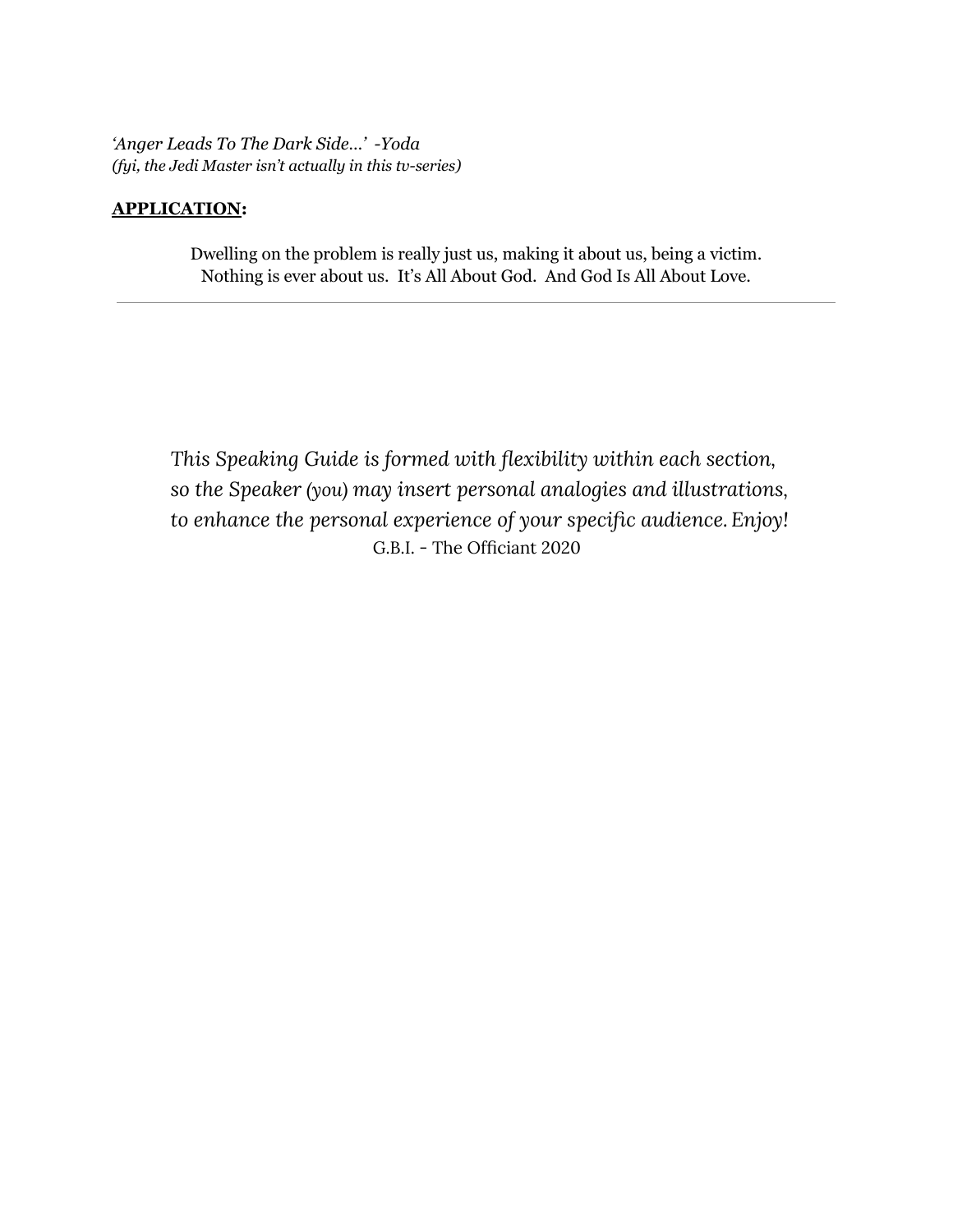*'Anger Leads To The Dark Side...' -Yoda*
*(fyi, the Jedi Master isn't actually in this tv-series)*

**APPLICATION:**

Dwelling on the problem is really just us, making it about us, being a victim.
Nothing is ever about us. It's All About God. And God Is All About Love.

---

*This Speaking Guide is formed with flexibility within each section, so the Speaker (you) may insert personal analogies and illustrations, to enhance the personal experience of your specific audience. Enjoy!*
G.B.I. - The Officiant 2020